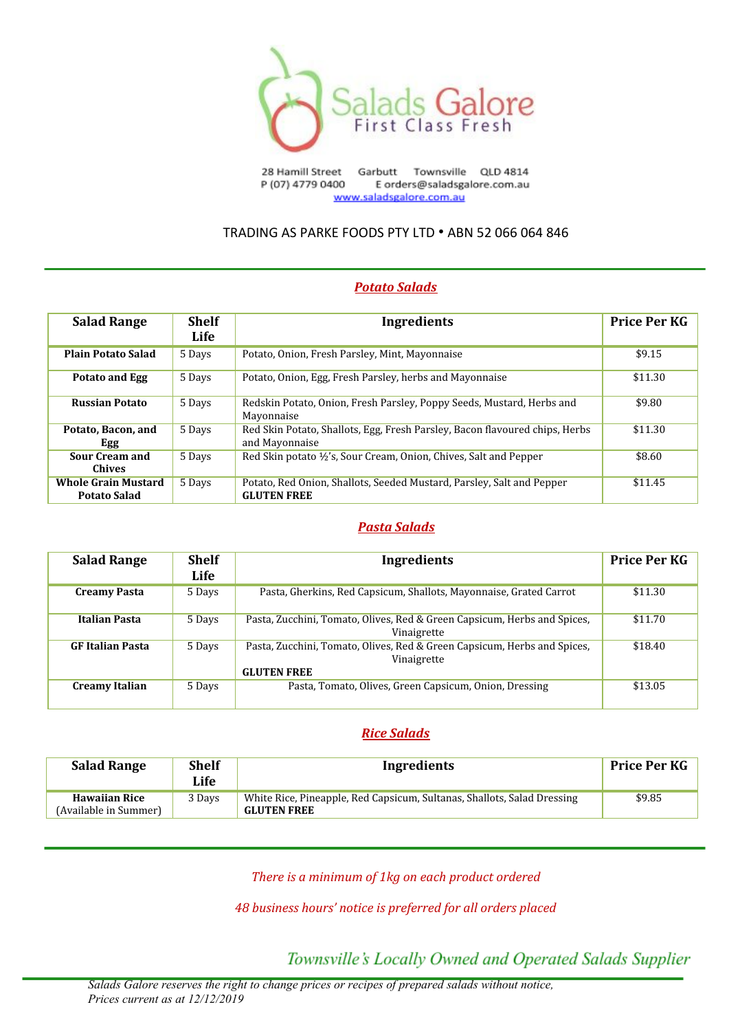Salads Galore
First Class Fresh

28 Hamill Street Garbutt Townsville QLD 4814
P (07) 4779 0400 E orders@saladsgalore.com.au
www.saladsgalore.com.au

TRADING AS PARKE FOODS PTY LTD • ABN 52 066 064 846

## *Potato Salads*

| Salad Range | Shelf Life | Ingredients | Price Per KG |
|---|---|---|---|
| **Plain Potato Salad** | 5 Days | Potato, Onion, Fresh Parsley, Mint, Mayonnaise | $9.15 |
| **Potato and Egg** | 5 Days | Potato, Onion, Egg, Fresh Parsley, herbs and Mayonnaise | $11.30 |
| **Russian Potato** | 5 Days | Redskin Potato, Onion, Fresh Parsley, Poppy Seeds, Mustard, Herbs and Mayonnaise | $9.80 |
| **Potato, Bacon, and Egg** | 5 Days | Red Skin Potato, Shallots, Egg, Fresh Parsley, Bacon flavoured chips, Herbs and Mayonnaise | $11.30 |
| **Sour Cream and Chives** | 5 Days | Red Skin potato ½'s, Sour Cream, Onion, Chives, Salt and Pepper | $8.60 |
| **Whole Grain Mustard Potato Salad** | 5 Days | Potato, Red Onion, Shallots, Seeded Mustard, Parsley, Salt and Pepper **GLUTEN FREE** | $11.45 |

## *Pasta Salads*

| Salad Range | Shelf Life | Ingredients | Price Per KG |
|---|---|---|---|
| **Creamy Pasta** | 5 Days | Pasta, Gherkins, Red Capsicum, Shallots, Mayonnaise, Grated Carrot | $11.30 |
| **Italian Pasta** | 5 Days | Pasta, Zucchini, Tomato, Olives, Red & Green Capsicum, Herbs and Spices, Vinaigrette | $11.70 |
| **GF Italian Pasta** | 5 Days | Pasta, Zucchini, Tomato, Olives, Red & Green Capsicum, Herbs and Spices, Vinaigrette **GLUTEN FREE** | $18.40 |
| **Creamy Italian** | 5 Days | Pasta, Tomato, Olives, Green Capsicum, Onion, Dressing | $13.05 |

## *Rice Salads*

| Salad Range | Shelf Life | Ingredients | Price Per KG |
|---|---|---|---|
| **Hawaiian Rice** (Available in Summer) | 3 Days | White Rice, Pineapple, Red Capsicum, Sultanas, Shallots, Salad Dressing **GLUTEN FREE** | $9.85 |

*There is a minimum of 1kg on each product ordered*

*48 business hours' notice is preferred for all orders placed*

*Townsville's Locally Owned and Operated Salads Supplier*

*Salads Galore reserves the right to change prices or recipes of prepared salads without notice,*
*Prices current as at 12/12/2019*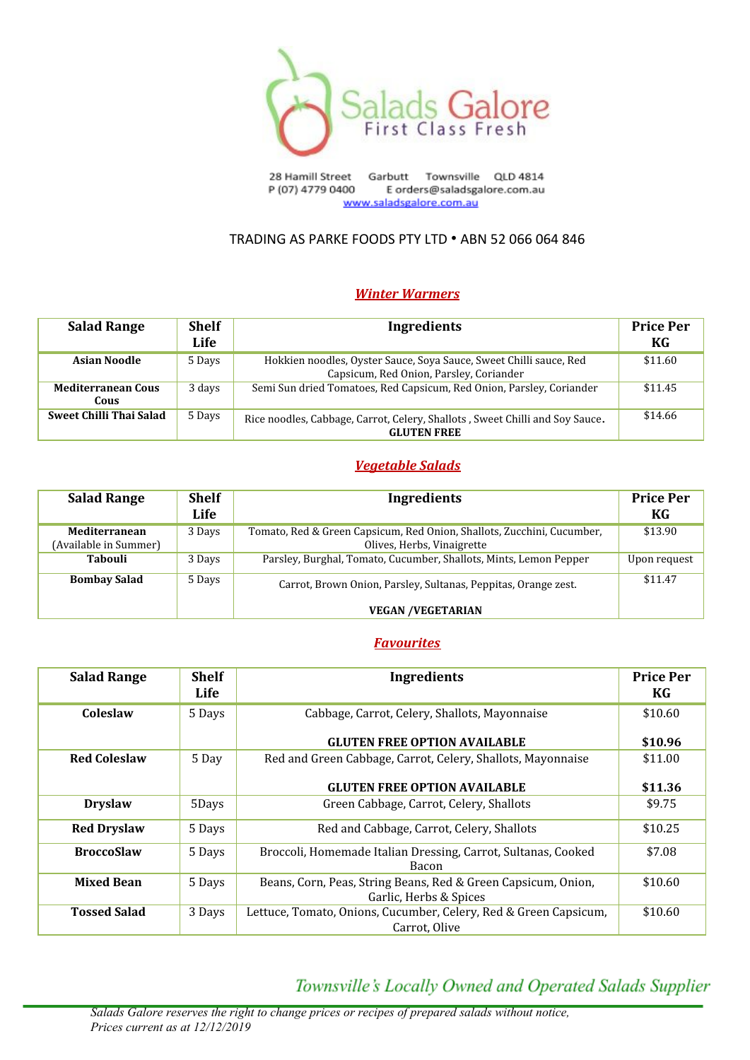# Salads Galore
## First Class Fresh

28 Hamill Street Garbutt Townsville QLD 4814
P (07) 4779 0400 E orders@saladsgalore.com.au
www.saladsgalore.com.au

TRADING AS PARKE FOODS PTY LTD • ABN 52 066 064 846

## *Winter Warmers*

| Salad Range | Shelf Life | Ingredients | Price Per KG |
|---|---|---|---|
| **Asian Noodle** | 5 Days | Hokkien noodles, Oyster Sauce, Soya Sauce, Sweet Chilli sauce, Red Capsicum, Red Onion, Parsley, Coriander | $11.60 |
| **Mediterranean Cous Cous** | 3 days | Semi Sun dried Tomatoes, Red Capsicum, Red Onion, Parsley, Coriander | $11.45 |
| **Sweet Chilli Thai Salad** | 5 Days | Rice noodles, Cabbage, Carrot, Celery, Shallots , Sweet Chilli and Soy Sauce. **GLUTEN FREE** | $14.66 |

## *Vegetable Salads*

| Salad Range | Shelf Life | Ingredients | Price Per KG |
|---|---|---|---|
| **Mediterranean** (Available in Summer) | 3 Days | Tomato, Red & Green Capsicum, Red Onion, Shallots, Zucchini, Cucumber, Olives, Herbs, Vinaigrette | $13.90 |
| **Tabouli** | 3 Days | Parsley, Burghal, Tomato, Cucumber, Shallots, Mints, Lemon Pepper | Upon request |
| **Bombay Salad** | 5 Days | Carrot, Brown Onion, Parsley, Sultanas, Peppitas, Orange zest. **VEGAN /VEGETARIAN** | $11.47 |

## *Favourites*

| Salad Range | Shelf Life | Ingredients | Price Per KG |
|---|---|---|---|
| **Coleslaw** | 5 Days | Cabbage, Carrot, Celery, Shallots, Mayonnaise **GLUTEN FREE OPTION AVAILABLE** | $10.60 **$10.96** |
| **Red Coleslaw** | 5 Day | Red and Green Cabbage, Carrot, Celery, Shallots, Mayonnaise **GLUTEN FREE OPTION AVAILABLE** | $11.00 **$11.36** |
| **Dryslaw** | 5Days | Green Cabbage, Carrot, Celery, Shallots | $9.75 |
| **Red Dryslaw** | 5 Days | Red and Cabbage, Carrot, Celery, Shallots | $10.25 |
| **BroccoSlaw** | 5 Days | Broccoli, Homemade Italian Dressing, Carrot, Sultanas, Cooked Bacon | $7.08 |
| **Mixed Bean** | 5 Days | Beans, Corn, Peas, String Beans, Red & Green Capsicum, Onion, Garlic, Herbs & Spices | $10.60 |
| **Tossed Salad** | 3 Days | Lettuce, Tomato, Onions, Cucumber, Celery, Red & Green Capsicum, Carrot, Olive | $10.60 |

*Townsville's Locally Owned and Operated Salads Supplier*

*Salads Galore reserves the right to change prices or recipes of prepared salads without notice,*
*Prices current as at 12/12/2019*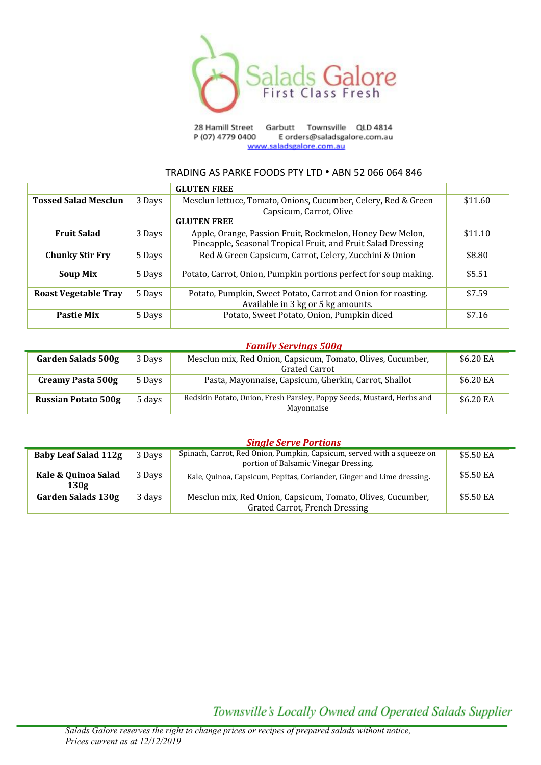Salads Galore
First Class Fresh

28 Hamill Street Garbutt Townsville QLD 4814
P (07) 4779 0400 E orders@saladsgalore.com.au
www.saladsgalore.com.au

TRADING AS PARKE FOODS PTY LTD • ABN 52 066 064 846

| | | **GLUTEN FREE** | |
|---|---|---|---|
| **Tossed Salad Mesclun** | 3 Days | Mesclun lettuce, Tomato, Onions, Cucumber, Celery, Red & Green Capsicum, Carrot, Olive<br>**GLUTEN FREE** | $11.60 |
| **Fruit Salad** | 3 Days | Apple, Orange, Passion Fruit, Rockmelon, Honey Dew Melon, Pineapple, Seasonal Tropical Fruit, and Fruit Salad Dressing | $11.10 |
| **Chunky Stir Fry** | 5 Days | Red & Green Capsicum, Carrot, Celery, Zucchini & Onion | $8.80 |
| **Soup Mix** | 5 Days | Potato, Carrot, Onion, Pumpkin portions perfect for soup making. | $5.51 |
| **Roast Vegetable Tray** | 5 Days | Potato, Pumpkin, Sweet Potato, Carrot and Onion for roasting. Available in 3 kg or 5 kg amounts. | $7.59 |
| **Pastie Mix** | 5 Days | Potato, Sweet Potato, Onion, Pumpkin diced | $7.16 |

## ***Family Servings 500g***

| | | | |
|---|---|---|---|
| **Garden Salads 500g** | 3 Days | Mesclun mix, Red Onion, Capsicum, Tomato, Olives, Cucumber, Grated Carrot | $6.20 EA |
| **Creamy Pasta 500g** | 5 Days | Pasta, Mayonnaise, Capsicum, Gherkin, Carrot, Shallot | $6.20 EA |
| **Russian Potato 500g** | 5 days | Redskin Potato, Onion, Fresh Parsley, Poppy Seeds, Mustard, Herbs and Mayonnaise | $6.20 EA |

## ***Single Serve Portions***

| | | | |
|---|---|---|---|
| **Baby Leaf Salad 112g** | 3 Days | Spinach, Carrot, Red Onion, Pumpkin, Capsicum, served with a squeeze on portion of Balsamic Vinegar Dressing. | $5.50 EA |
| **Kale & Quinoa Salad 130g** | 3 Days | Kale, Quinoa, Capsicum, Pepitas, Coriander, Ginger and Lime dressing. | $5.50 EA |
| **Garden Salads 130g** | 3 days | Mesclun mix, Red Onion, Capsicum, Tomato, Olives, Cucumber, Grated Carrot, French Dressing | $5.50 EA |

*Townsville's Locally Owned and Operated Salads Supplier*

*Salads Galore reserves the right to change prices or recipes of prepared salads without notice,*
*Prices current as at 12/12/2019*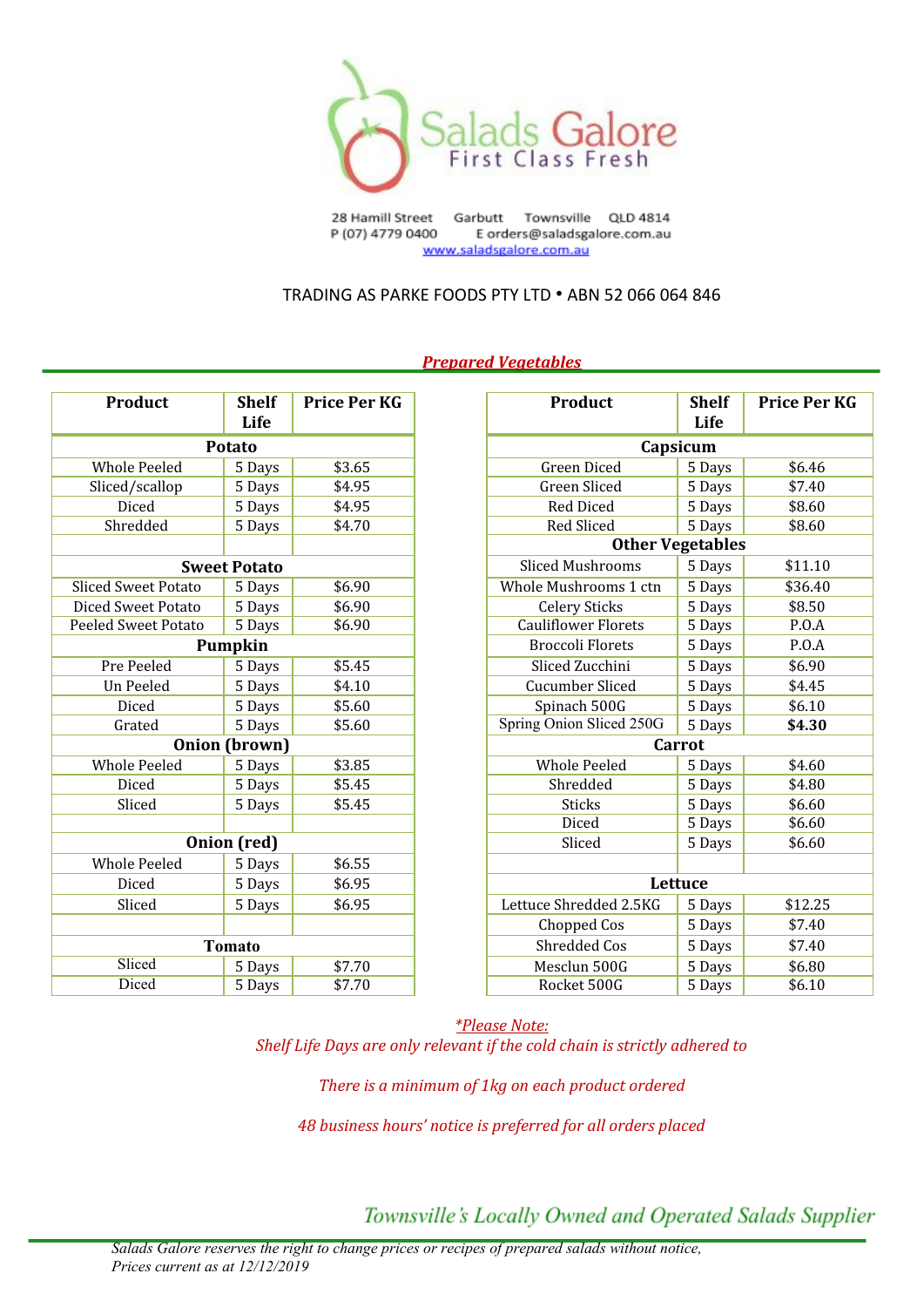Salads Galore
First Class Fresh

28 Hamill Street Garbutt Townsville QLD 4814
P (07) 4779 0400 E orders@saladsgalore.com.au
www.saladsgalore.com.au

TRADING AS PARKE FOODS PTY LTD • ABN 52 066 064 846

## *Prepared Vegetables*

| Product | Shelf Life | Price Per KG |
|---|---|---|
| **Potato** | | |
| Whole Peeled | 5 Days | $3.65 |
| Sliced/scallop | 5 Days | $4.95 |
| Diced | 5 Days | $4.95 |
| Shredded | 5 Days | $4.70 |
| | | |
| **Sweet Potato** | | |
| Sliced Sweet Potato | 5 Days | $6.90 |
| Diced Sweet Potato | 5 Days | $6.90 |
| Peeled Sweet Potato | 5 Days | $6.90 |
| **Pumpkin** | | |
| Pre Peeled | 5 Days | $5.45 |
| Un Peeled | 5 Days | $4.10 |
| Diced | 5 Days | $5.60 |
| Grated | 5 Days | $5.60 |
| **Onion (brown)** | | |
| Whole Peeled | 5 Days | $3.85 |
| Diced | 5 Days | $5.45 |
| Sliced | 5 Days | $5.45 |
| | | |
| **Onion (red)** | | |
| Whole Peeled | 5 Days | $6.55 |
| Diced | 5 Days | $6.95 |
| Sliced | 5 Days | $6.95 |
| | | |
| **Tomato** | | |
| Sliced | 5 Days | $7.70 |
| Diced | 5 Days | $7.70 |

| Product | Shelf Life | Price Per KG |
|---|---|---|
| **Capsicum** | | |
| Green Diced | 5 Days | $6.46 |
| Green Sliced | 5 Days | $7.40 |
| Red Diced | 5 Days | $8.60 |
| Red Sliced | 5 Days | $8.60 |
| **Other Vegetables** | | |
| Sliced Mushrooms | 5 Days | $11.10 |
| Whole Mushrooms 1 ctn | 5 Days | $36.40 |
| Celery Sticks | 5 Days | $8.50 |
| Cauliflower Florets | 5 Days | P.O.A |
| Broccoli Florets | 5 Days | P.O.A |
| Sliced Zucchini | 5 Days | $6.90 |
| Cucumber Sliced | 5 Days | $4.45 |
| Spinach 500G | 5 Days | $6.10 |
| Spring Onion Sliced 250G | 5 Days | **$4.30** |
| **Carrot** | | |
| Whole Peeled | 5 Days | $4.60 |
| Shredded | 5 Days | $4.80 |
| Sticks | 5 Days | $6.60 |
| Diced | 5 Days | $6.60 |
| Sliced | 5 Days | $6.60 |
| | | |
| **Lettuce** | | |
| Lettuce Shredded 2.5KG | 5 Days | $12.25 |
| Chopped Cos | 5 Days | $7.40 |
| Shredded Cos | 5 Days | $7.40 |
| Mesclun 500G | 5 Days | $6.80 |
| Rocket 500G | 5 Days | $6.10 |

*\*Please Note:*

*Shelf Life Days are only relevant if the cold chain is strictly adhered to*

*There is a minimum of 1kg on each product ordered*

*48 business hours' notice is preferred for all orders placed*

*Townsville's Locally Owned and Operated Salads Supplier*

*Salads Galore reserves the right to change prices or recipes of prepared salads without notice,*
*Prices current as at 12/12/2019*